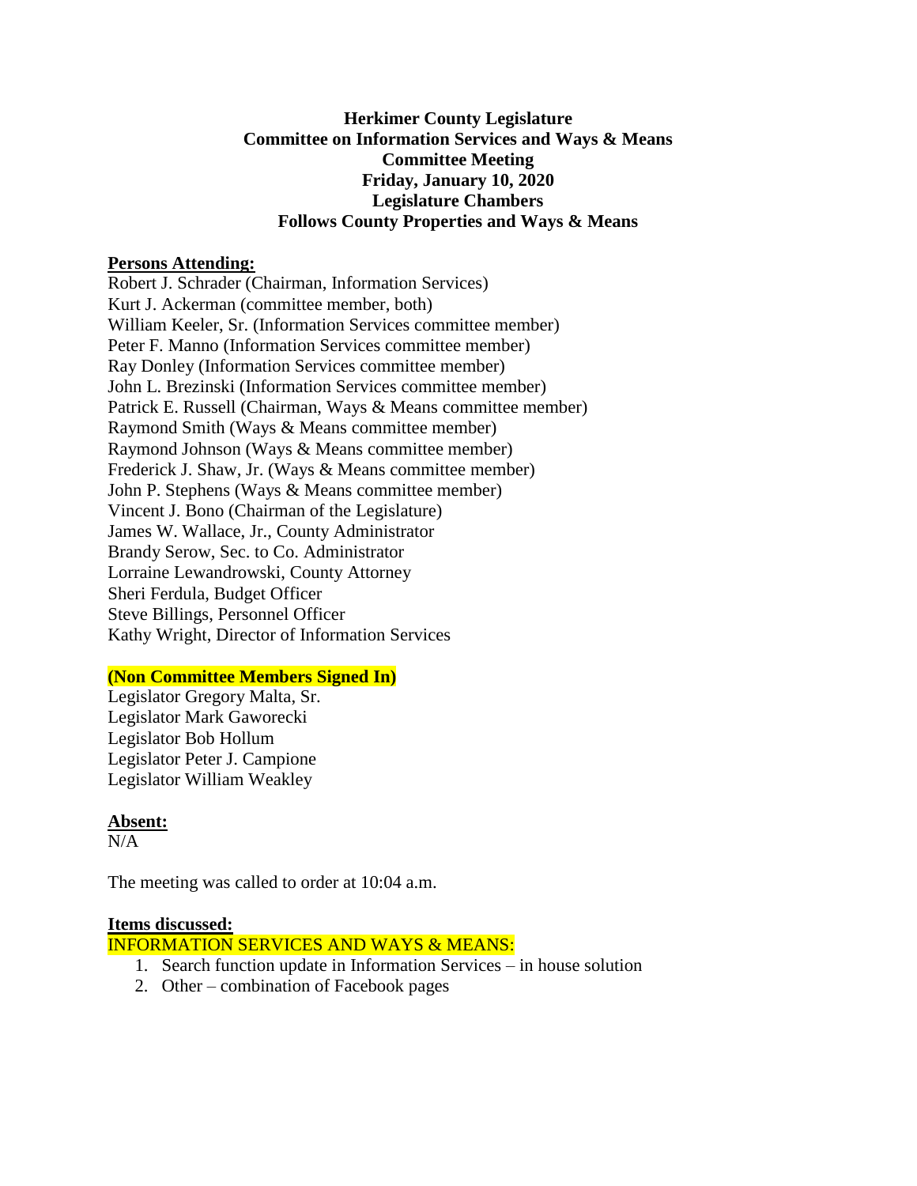**Herkimer County Legislature**
**Committee on Information Services and Ways & Means**
**Committee Meeting**
**Friday, January 10, 2020**
**Legislature Chambers**
**Follows County Properties and Ways & Means**

**Persons Attending:**

Robert J. Schrader (Chairman, Information Services)
Kurt J. Ackerman (committee member, both)
William Keeler, Sr. (Information Services committee member)
Peter F. Manno (Information Services committee member)
Ray Donley (Information Services committee member)
John L. Brezinski (Information Services committee member)
Patrick E. Russell (Chairman, Ways & Means committee member)
Raymond Smith (Ways & Means committee member)
Raymond Johnson (Ways & Means committee member)
Frederick J. Shaw, Jr. (Ways & Means committee member)
John P. Stephens (Ways & Means committee member)
Vincent J. Bono (Chairman of the Legislature)
James W. Wallace, Jr., County Administrator
Brandy Serow, Sec. to Co. Administrator
Lorraine Lewandrowski, County Attorney
Sheri Ferdula, Budget Officer
Steve Billings, Personnel Officer
Kathy Wright, Director of Information Services

**(Non Committee Members Signed In)**

Legislator Gregory Malta, Sr.
Legislator Mark Gaworecki
Legislator Bob Hollum
Legislator Peter J. Campione
Legislator William Weakley

**Absent:**

N/A

The meeting was called to order at 10:04 a.m.

**Items discussed:**

INFORMATION SERVICES AND WAYS & MEANS:

1. Search function update in Information Services – in house solution
2. Other – combination of Facebook pages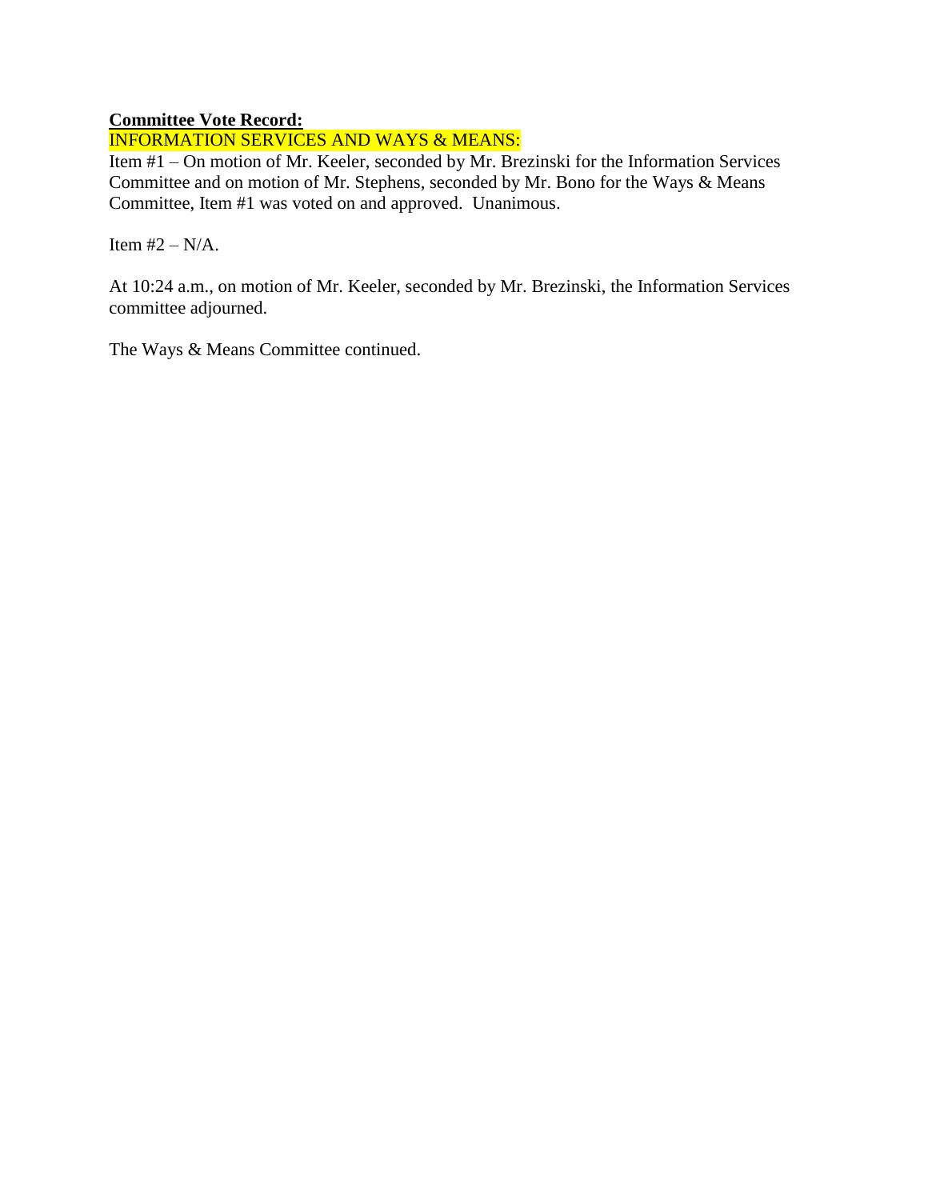**Committee Vote Record:**

INFORMATION SERVICES AND WAYS & MEANS:

Item #1 – On motion of Mr. Keeler, seconded by Mr. Brezinski for the Information Services Committee and on motion of Mr. Stephens, seconded by Mr. Bono for the Ways & Means Committee, Item #1 was voted on and approved. Unanimous.

Item #2 – N/A.

At 10:24 a.m., on motion of Mr. Keeler, seconded by Mr. Brezinski, the Information Services committee adjourned.

The Ways & Means Committee continued.